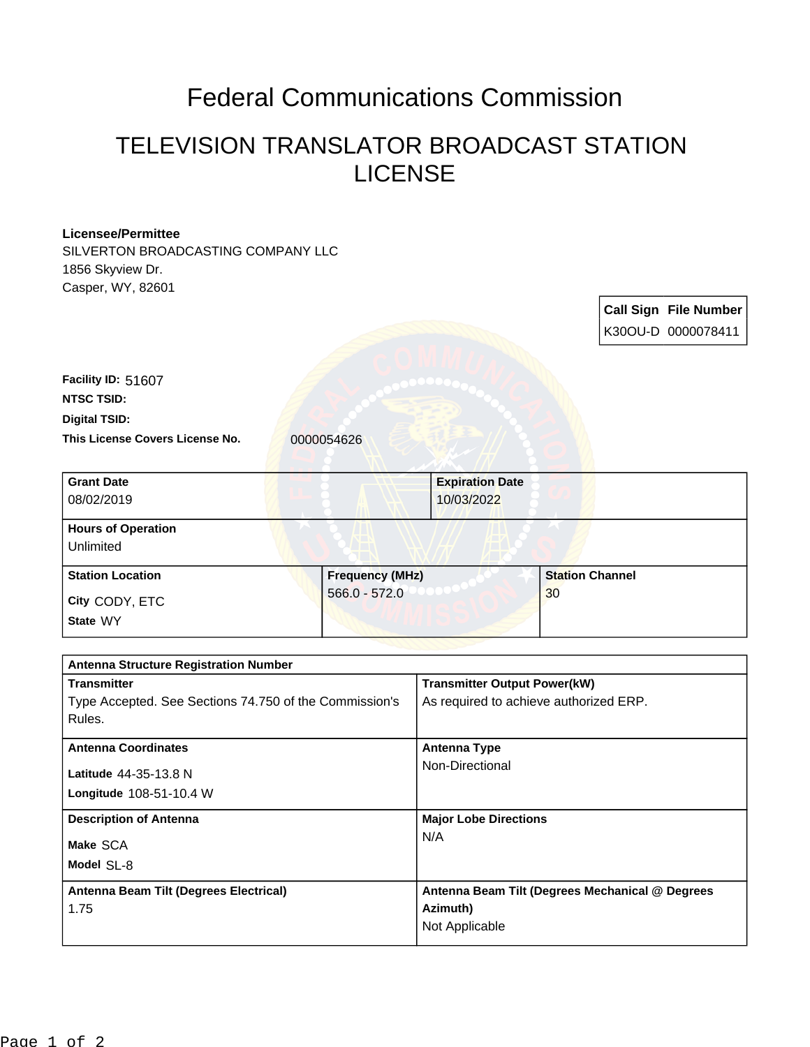# Federal Communications Commission

## TELEVISION TRANSLATOR BROADCAST STATION LICENSE

**Licensee/Permittee**
SILVERTON BROADCASTING COMPANY LLC
1856 Skyview Dr.
Casper, WY, 82601

| Call Sign | File Number |
| --- | --- |
| K30OU-D | 0000078411 |

**Facility ID:** 51607
**NTSC TSID:**
**Digital TSID:**
**This License Covers License No.** 0000054626

| Grant Date | Expiration Date |
| --- | --- |
| 08/02/2019 | 10/03/2022 |

| Hours of Operation |
| --- |
| Unlimited |

| Station Location | Frequency (MHz) | Station Channel |
| --- | --- | --- |
| City CODY, ETC<br>State WY | 566.0 - 572.0 | 30 |

| Antenna Structure Registration Number | |
| --- | --- |
| **Transmitter**<br>Type Accepted. See Sections 74.750 of the Commission's Rules. | **Transmitter Output Power(kW)**<br>As required to achieve authorized ERP. |
| **Antenna Coordinates**<br>Latitude 44-35-13.8 N<br>Longitude 108-51-10.4 W | **Antenna Type**<br>Non-Directional |
| **Description of Antenna**<br>Make SCA<br>Model SL-8 | **Major Lobe Directions**<br>N/A |
| **Antenna Beam Tilt (Degrees Electrical)**<br>1.75 | **Antenna Beam Tilt (Degrees Mechanical @ Degrees Azimuth)**<br>Not Applicable |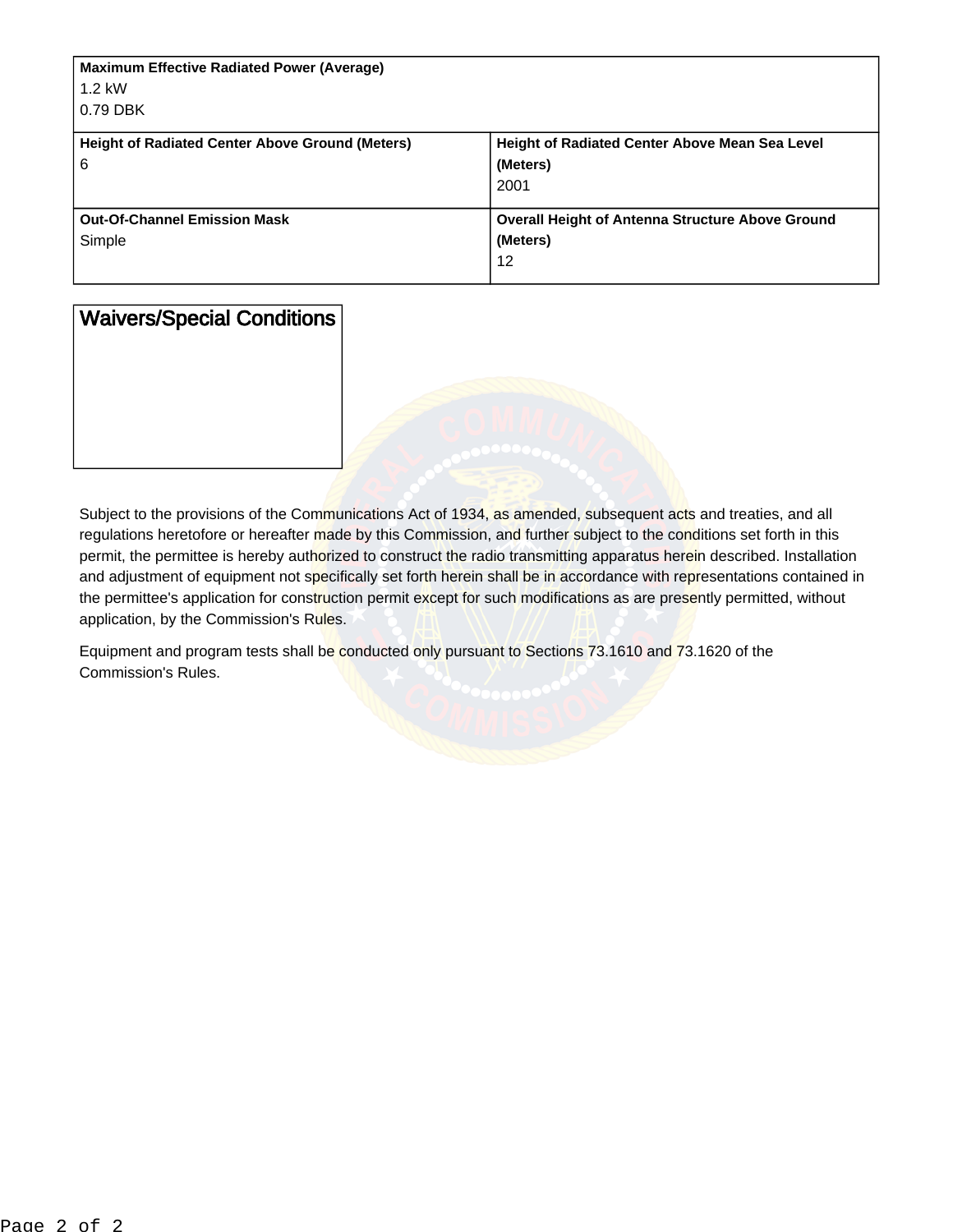| | |
|---|---|
| **Maximum Effective Radiated Power (Average)**<br>1.2 kW<br>0.79 DBK | |
| **Height of Radiated Center Above Ground (Meters)**<br>6 | **Height of Radiated Center Above Mean Sea Level (Meters)**<br>2001 |
| **Out-Of-Channel Emission Mask**<br>Simple | **Overall Height of Antenna Structure Above Ground (Meters)**<br>12 |

## Waivers/Special Conditions

Subject to the provisions of the Communications Act of 1934, as amended, subsequent acts and treaties, and all regulations heretofore or hereafter made by this Commission, and further subject to the conditions set forth in this permit, the permittee is hereby authorized to construct the radio transmitting apparatus herein described. Installation and adjustment of equipment not specifically set forth herein shall be in accordance with representations contained in the permittee's application for construction permit except for such modifications as are presently permitted, without application, by the Commission's Rules.

Equipment and program tests shall be conducted only pursuant to Sections 73.1610 and 73.1620 of the Commission's Rules.